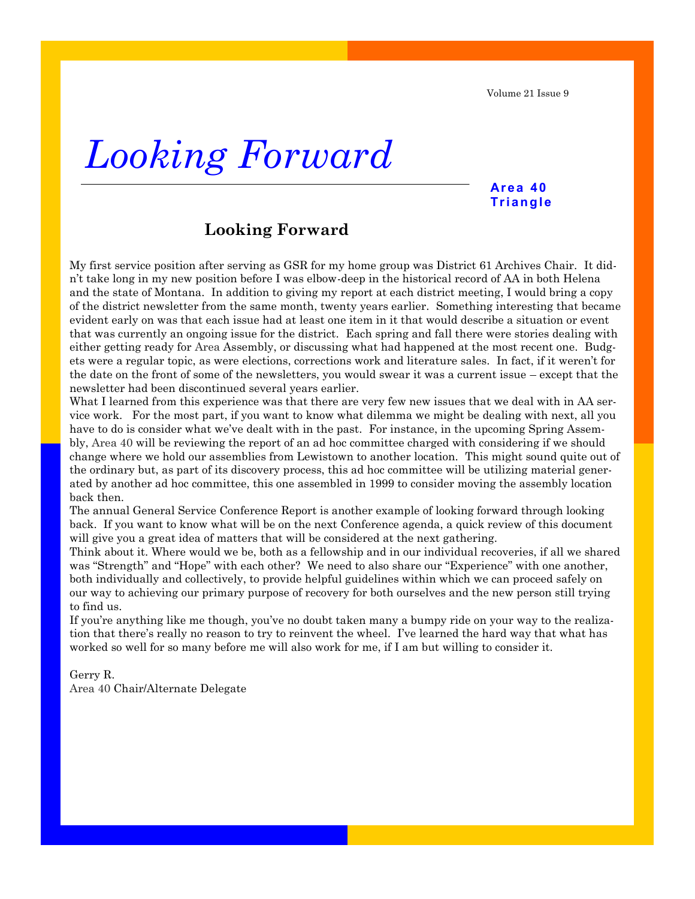# Looking Forward

**Area 40 Triangle**

## Looking Forward

My first service position after serving as GSR for my home group was District 61 Archives Chair. It didn't take long in my new position before I was elbow-deep in the historical record of AA in both Helena and the state of Montana. In addition to giving my report at each district meeting, I would bring a copy of the district newsletter from the same month, twenty years earlier. Something interesting that became evident early on was that each issue had at least one item in it that would describe a situation or event that was currently an ongoing issue for the district. Each spring and fall there were stories dealing with either getting ready for Area Assembly, or discussing what had happened at the most recent one. Budgets were a regular topic, as were elections, corrections work and literature sales. In fact, if it weren't for the date on the front of some of the newsletters, you would swear it was a current issue – except that the newsletter had been discontinued several years earlier.

What I learned from this experience was that there are very few new issues that we deal with in AA service work. For the most part, if you want to know what dilemma we might be dealing with next, all you have to do is consider what we've dealt with in the past. For instance, in the upcoming Spring Assembly, Area 40 will be reviewing the report of an ad hoc committee charged with considering if we should change where we hold our assemblies from Lewistown to another location. This might sound quite out of the ordinary but, as part of its discovery process, this ad hoc committee will be utilizing material generated by another ad hoc committee, this one assembled in 1999 to consider moving the assembly location back then.

The annual General Service Conference Report is another example of looking forward through looking back. If you want to know what will be on the next Conference agenda, a quick review of this document will give you a great idea of matters that will be considered at the next gathering.

Think about it. Where would we be, both as a fellowship and in our individual recoveries, if all we shared was "Strength" and "Hope" with each other? We need to also share our "Experience" with one another, both individually and collectively, to provide helpful guidelines within which we can proceed safely on our way to achieving our primary purpose of recovery for both ourselves and the new person still trying to find us.

If you're anything like me though, you've no doubt taken many a bumpy ride on your way to the realization that there's really no reason to try to reinvent the wheel. I've learned the hard way that what has worked so well for so many before me will also work for me, if I am but willing to consider it.

Gerry R.
Area 40 Chair/Alternate Delegate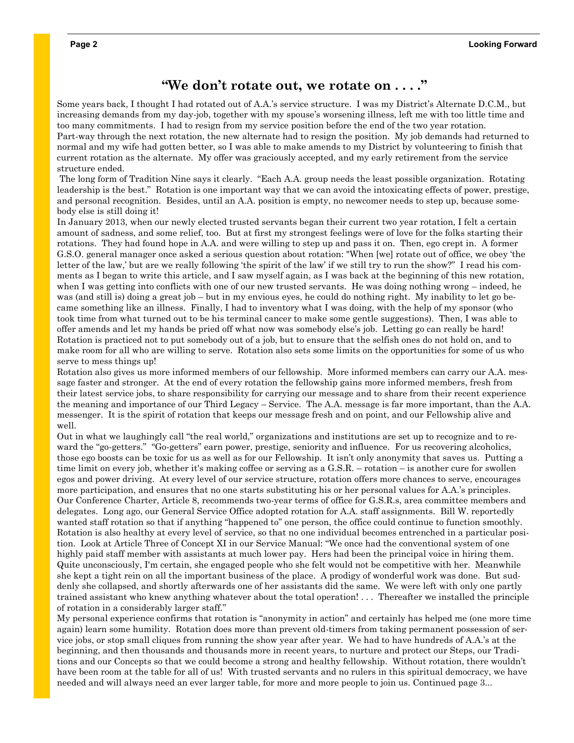## "We don't rotate out, we rotate on . . . ."

Some years back, I thought I had rotated out of A.A.'s service structure. I was my District's Alternate D.C.M., but increasing demands from my day-job, together with my spouse's worsening illness, left me with too little time and too many commitments. I had to resign from my service position before the end of the two year rotation.

Part-way through the next rotation, the new alternate had to resign the position. My job demands had returned to normal and my wife had gotten better, so I was able to make amends to my District by volunteering to finish that current rotation as the alternate. My offer was graciously accepted, and my early retirement from the service structure ended.

The long form of Tradition Nine says it clearly. "Each A.A. group needs the least possible organization. Rotating leadership is the best." Rotation is one important way that we can avoid the intoxicating effects of power, prestige, and personal recognition. Besides, until an A.A. position is empty, no newcomer needs to step up, because somebody else is still doing it!

In January 2013, when our newly elected trusted servants began their current two year rotation, I felt a certain amount of sadness, and some relief, too. But at first my strongest feelings were of love for the folks starting their rotations. They had found hope in A.A. and were willing to step up and pass it on. Then, ego crept in. A former G.S.O. general manager once asked a serious question about rotation: "When [we] rotate out of office, we obey 'the letter of the law,' but are we really following 'the spirit of the law' if we still try to run the show?" I read his comments as I began to write this article, and I saw myself again, as I was back at the beginning of this new rotation, when I was getting into conflicts with one of our new trusted servants. He was doing nothing wrong – indeed, he was (and still is) doing a great job – but in my envious eyes, he could do nothing right. My inability to let go became something like an illness. Finally, I had to inventory what I was doing, with the help of my sponsor (who took time from what turned out to be his terminal cancer to make some gentle suggestions). Then, I was able to offer amends and let my hands be pried off what now was somebody else's job. Letting go can really be hard!

Rotation is practiced not to put somebody out of a job, but to ensure that the selfish ones do not hold on, and to make room for all who are willing to serve. Rotation also sets some limits on the opportunities for some of us who serve to mess things up!

Rotation also gives us more informed members of our fellowship. More informed members can carry our A.A. message faster and stronger. At the end of every rotation the fellowship gains more informed members, fresh from their latest service jobs, to share responsibility for carrying our message and to share from their recent experience the meaning and importance of our Third Legacy – Service. The A.A. message is far more important, than the A.A. messenger. It is the spirit of rotation that keeps our message fresh and on point, and our Fellowship alive and well.

Out in what we laughingly call "the real world," organizations and institutions are set up to recognize and to reward the "go-getters." "Go-getters" earn power, prestige, seniority and influence. For us recovering alcoholics, those ego boosts can be toxic for us as well as for our Fellowship. It isn't only anonymity that saves us. Putting a time limit on every job, whether it's making coffee or serving as a G.S.R. – rotation – is another cure for swollen egos and power driving. At every level of our service structure, rotation offers more chances to serve, encourages more participation, and ensures that no one starts substituting his or her personal values for A.A.'s principles.

Our Conference Charter, Article 8, recommends two-year terms of office for G.S.R.s, area committee members and delegates. Long ago, our General Service Office adopted rotation for A.A. staff assignments. Bill W. reportedly wanted staff rotation so that if anything "happened to" one person, the office could continue to function smoothly. Rotation is also healthy at every level of service, so that no one individual becomes entrenched in a particular position. Look at Article Three of Concept XI in our Service Manual: "We once had the conventional system of one highly paid staff member with assistants at much lower pay. Hers had been the principal voice in hiring them. Quite unconsciously, I'm certain, she engaged people who she felt would not be competitive with her. Meanwhile she kept a tight rein on all the important business of the place. A prodigy of wonderful work was done. But suddenly she collapsed, and shortly afterwards one of her assistants did the same. We were left with only one partly trained assistant who knew anything whatever about the total operation! . . . Thereafter we installed the principle of rotation in a considerably larger staff."

My personal experience confirms that rotation is "anonymity in action" and certainly has helped me (one more time again) learn some humility. Rotation does more than prevent old-timers from taking permanent possession of service jobs, or stop small cliques from running the show year after year. We had to have hundreds of A.A.'s at the beginning, and then thousands and thousands more in recent years, to nurture and protect our Steps, our Traditions and our Concepts so that we could become a strong and healthy fellowship. Without rotation, there wouldn't have been room at the table for all of us! With trusted servants and no rulers in this spiritual democracy, we have needed and will always need an ever larger table, for more and more people to join us. Continued page 3...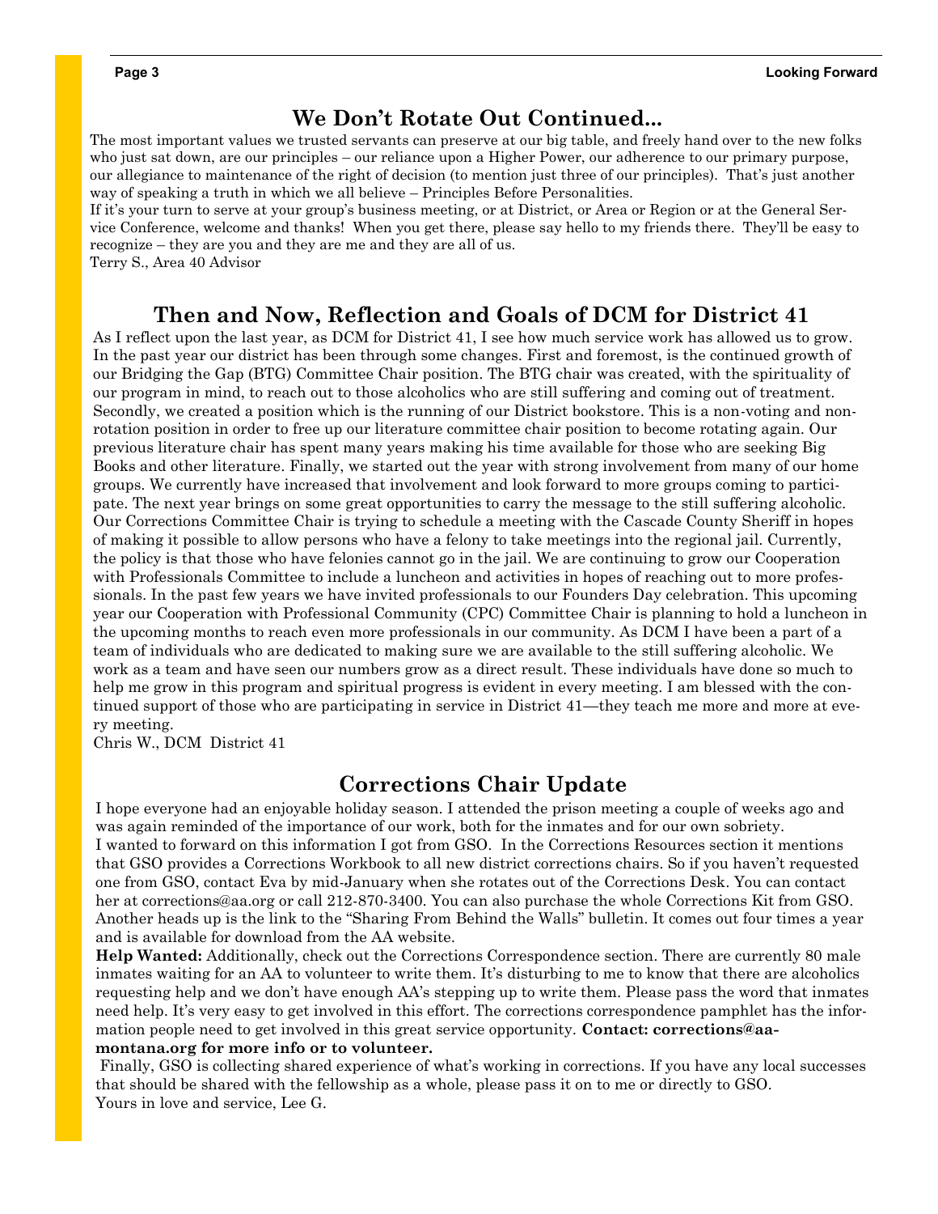## We Don't Rotate Out Continued...

The most important values we trusted servants can preserve at our big table, and freely hand over to the new folks who just sat down, are our principles – our reliance upon a Higher Power, our adherence to our primary purpose, our allegiance to maintenance of the right of decision (to mention just three of our principles). That's just another way of speaking a truth in which we all believe – Principles Before Personalities.

If it's your turn to serve at your group's business meeting, or at District, or Area or Region or at the General Service Conference, welcome and thanks! When you get there, please say hello to my friends there. They'll be easy to recognize – they are you and they are me and they are all of us.

Terry S., Area 40 Advisor

## Then and Now, Reflection and Goals of DCM for District 41

As I reflect upon the last year, as DCM for District 41, I see how much service work has allowed us to grow. In the past year our district has been through some changes. First and foremost, is the continued growth of our Bridging the Gap (BTG) Committee Chair position. The BTG chair was created, with the spirituality of our program in mind, to reach out to those alcoholics who are still suffering and coming out of treatment. Secondly, we created a position which is the running of our District bookstore. This is a non-voting and non-rotation position in order to free up our literature committee chair position to become rotating again. Our previous literature chair has spent many years making his time available for those who are seeking Big Books and other literature. Finally, we started out the year with strong involvement from many of our home groups. We currently have increased that involvement and look forward to more groups coming to participate. The next year brings on some great opportunities to carry the message to the still suffering alcoholic. Our Corrections Committee Chair is trying to schedule a meeting with the Cascade County Sheriff in hopes of making it possible to allow persons who have a felony to take meetings into the regional jail. Currently, the policy is that those who have felonies cannot go in the jail. We are continuing to grow our Cooperation with Professionals Committee to include a luncheon and activities in hopes of reaching out to more professionals. In the past few years we have invited professionals to our Founders Day celebration. This upcoming year our Cooperation with Professional Community (CPC) Committee Chair is planning to hold a luncheon in the upcoming months to reach even more professionals in our community. As DCM I have been a part of a team of individuals who are dedicated to making sure we are available to the still suffering alcoholic. We work as a team and have seen our numbers grow as a direct result. These individuals have done so much to help me grow in this program and spiritual progress is evident in every meeting. I am blessed with the continued support of those who are participating in service in District 41—they teach me more and more at every meeting.

Chris W., DCM District 41

## Corrections Chair Update

I hope everyone had an enjoyable holiday season. I attended the prison meeting a couple of weeks ago and was again reminded of the importance of our work, both for the inmates and for our own sobriety.

I wanted to forward on this information I got from GSO. In the Corrections Resources section it mentions that GSO provides a Corrections Workbook to all new district corrections chairs. So if you haven't requested one from GSO, contact Eva by mid-January when she rotates out of the Corrections Desk. You can contact her at corrections@aa.org or call 212-870-3400. You can also purchase the whole Corrections Kit from GSO. Another heads up is the link to the "Sharing From Behind the Walls" bulletin. It comes out four times a year and is available for download from the AA website.

**Help Wanted:** Additionally, check out the Corrections Correspondence section. There are currently 80 male inmates waiting for an AA to volunteer to write them. It's disturbing to me to know that there are alcoholics requesting help and we don't have enough AA's stepping up to write them. Please pass the word that inmates need help. It's very easy to get involved in this effort. The corrections correspondence pamphlet has the information people need to get involved in this great service opportunity. **Contact: corrections@aa-montana.org for more info or to volunteer.**

Finally, GSO is collecting shared experience of what's working in corrections. If you have any local successes that should be shared with the fellowship as a whole, please pass it on to me or directly to GSO.

Yours in love and service, Lee G.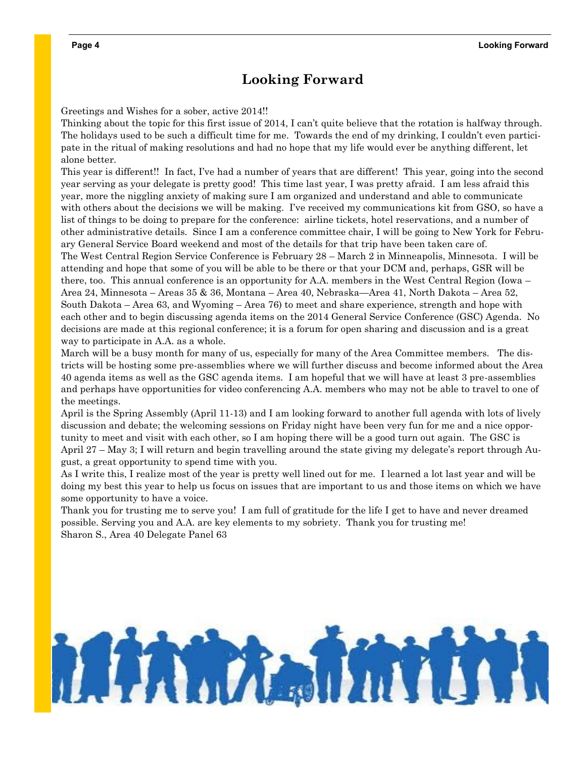# Looking Forward

Greetings and Wishes for a sober, active 2014!!

Thinking about the topic for this first issue of 2014, I can't quite believe that the rotation is halfway through. The holidays used to be such a difficult time for me. Towards the end of my drinking, I couldn't even participate in the ritual of making resolutions and had no hope that my life would ever be anything different, let alone better.

This year is different!! In fact, I've had a number of years that are different! This year, going into the second year serving as your delegate is pretty good! This time last year, I was pretty afraid. I am less afraid this year, more the niggling anxiety of making sure I am organized and understand and able to communicate with others about the decisions we will be making. I've received my communications kit from GSO, so have a list of things to be doing to prepare for the conference: airline tickets, hotel reservations, and a number of other administrative details. Since I am a conference committee chair, I will be going to New York for February General Service Board weekend and most of the details for that trip have been taken care of.

The West Central Region Service Conference is February 28 – March 2 in Minneapolis, Minnesota. I will be attending and hope that some of you will be able to be there or that your DCM and, perhaps, GSR will be there, too. This annual conference is an opportunity for A.A. members in the West Central Region (Iowa – Area 24, Minnesota – Areas 35 & 36, Montana – Area 40, Nebraska—Area 41, North Dakota – Area 52, South Dakota – Area 63, and Wyoming – Area 76) to meet and share experience, strength and hope with each other and to begin discussing agenda items on the 2014 General Service Conference (GSC) Agenda. No decisions are made at this regional conference; it is a forum for open sharing and discussion and is a great way to participate in A.A. as a whole.

March will be a busy month for many of us, especially for many of the Area Committee members. The districts will be hosting some pre-assemblies where we will further discuss and become informed about the Area 40 agenda items as well as the GSC agenda items. I am hopeful that we will have at least 3 pre-assemblies and perhaps have opportunities for video conferencing A.A. members who may not be able to travel to one of the meetings.

April is the Spring Assembly (April 11-13) and I am looking forward to another full agenda with lots of lively discussion and debate; the welcoming sessions on Friday night have been very fun for me and a nice opportunity to meet and visit with each other, so I am hoping there will be a good turn out again. The GSC is April 27 – May 3; I will return and begin travelling around the state giving my delegate's report through August, a great opportunity to spend time with you.

As I write this, I realize most of the year is pretty well lined out for me. I learned a lot last year and will be doing my best this year to help us focus on issues that are important to us and those items on which we have some opportunity to have a voice.

Thank you for trusting me to serve you! I am full of gratitude for the life I get to have and never dreamed possible. Serving you and A.A. are key elements to my sobriety. Thank you for trusting me!

Sharon S., Area 40 Delegate Panel 63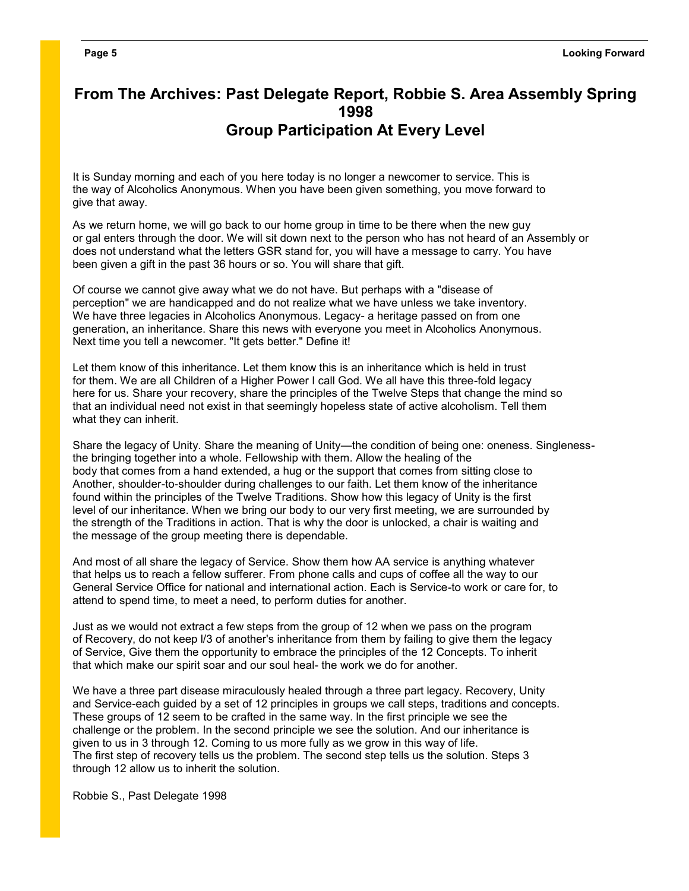# From The Archives: Past Delegate Report, Robbie S. Area Assembly Spring 1998

## Group Participation At Every Level

It is Sunday morning and each of you here today is no longer a newcomer to service. This is the way of Alcoholics Anonymous. When you have been given something, you move forward to give that away.

As we return home, we will go back to our home group in time to be there when the new guy or gal enters through the door. We will sit down next to the person who has not heard of an Assembly or does not understand what the letters GSR stand for, you will have a message to carry. You have been given a gift in the past 36 hours or so. You will share that gift.

Of course we cannot give away what we do not have. But perhaps with a "disease of perception" we are handicapped and do not realize what we have unless we take inventory. We have three legacies in Alcoholics Anonymous. Legacy- a heritage passed on from one generation, an inheritance. Share this news with everyone you meet in Alcoholics Anonymous. Next time you tell a newcomer. "It gets better." Define it!

Let them know of this inheritance. Let them know this is an inheritance which is held in trust for them. We are all Children of a Higher Power I call God. We all have this three-fold legacy here for us. Share your recovery, share the principles of the Twelve Steps that change the mind so that an individual need not exist in that seemingly hopeless state of active alcoholism. Tell them what they can inherit.

Share the legacy of Unity. Share the meaning of Unity—the condition of being one: oneness. Singleness- the bringing together into a whole. Fellowship with them. Allow the healing of the body that comes from a hand extended, a hug or the support that comes from sitting close to Another, shoulder-to-shoulder during challenges to our faith. Let them know of the inheritance found within the principles of the Twelve Traditions. Show how this legacy of Unity is the first level of our inheritance. When we bring our body to our very first meeting, we are surrounded by the strength of the Traditions in action. That is why the door is unlocked, a chair is waiting and the message of the group meeting there is dependable.

And most of all share the legacy of Service. Show them how AA service is anything whatever that helps us to reach a fellow sufferer. From phone calls and cups of coffee all the way to our General Service Office for national and international action. Each is Service-to work or care for, to attend to spend time, to meet a need, to perform duties for another.

Just as we would not extract a few steps from the group of 12 when we pass on the program of Recovery, do not keep l/3 of another's inheritance from them by failing to give them the legacy of Service, Give them the opportunity to embrace the principles of the 12 Concepts. To inherit that which make our spirit soar and our soul heal- the work we do for another.

We have a three part disease miraculously healed through a three part legacy. Recovery, Unity and Service-each guided by a set of 12 principles in groups we call steps, traditions and concepts. These groups of 12 seem to be crafted in the same way. In the first principle we see the challenge or the problem. In the second principle we see the solution. And our inheritance is given to us in 3 through 12. Coming to us more fully as we grow in this way of life. The first step of recovery tells us the problem. The second step tells us the solution. Steps 3 through 12 allow us to inherit the solution.

Robbie S., Past Delegate 1998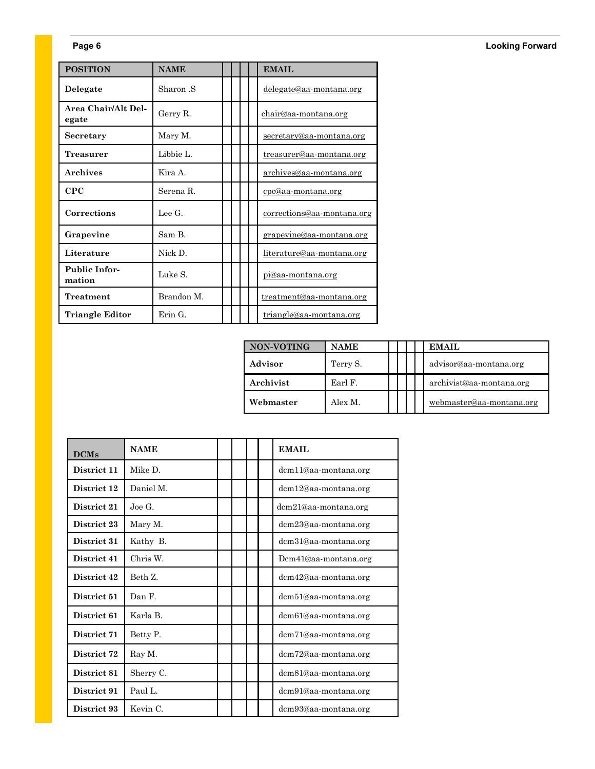| POSITION | NAME | | | | EMAIL |
|---|---|---|---|---|---|
| **Delegate** | Sharon .S | | | | delegate@aa-montana.org |
| **Area Chair/Alt Delegate** | Gerry R. | | | | chair@aa-montana.org |
| **Secretary** | Mary M. | | | | secretary@aa-montana.org |
| **Treasurer** | Libbie L. | | | | treasurer@aa-montana.org |
| **Archives** | Kira A. | | | | archives@aa-montana.org |
| **CPC** | Serena R. | | | | cpc@aa-montana.org |
| **Corrections** | Lee G. | | | | corrections@aa-montana.org |
| **Grapevine** | Sam B. | | | | grapevine@aa-montana.org |
| **Literature** | Nick D. | | | | literature@aa-montana.org |
| **Public Information** | Luke S. | | | | pi@aa-montana.org |
| **Treatment** | Brandon M. | | | | treatment@aa-montana.org |
| **Triangle Editor** | Erin G. | | | | triangle@aa-montana.org |

| NON-VOTING | NAME | | | | EMAIL |
|---|---|---|---|---|---|
| **Advisor** | Terry S. | | | | advisor@aa-montana.org |
| **Archivist** | Earl F. | | | | archivist@aa-montana.org |
| **Webmaster** | Alex M. | | | | webmaster@aa-montana.org |

| DCMs | NAME | | | | EMAIL |
|---|---|---|---|---|---|
| **District 11** | Mike D. | | | | dcm11@aa-montana.org |
| **District 12** | Daniel M. | | | | dcm12@aa-montana.org |
| **District 21** | Joe G. | | | | dcm21@aa-montana.org |
| **District 23** | Mary M. | | | | dcm23@aa-montana.org |
| **District 31** | Kathy B. | | | | dcm31@aa-montana.org |
| **District 41** | Chris W. | | | | Dcm41@aa-montana.org |
| **District 42** | Beth Z. | | | | dcm42@aa-montana.org |
| **District 51** | Dan F. | | | | dcm51@aa-montana.org |
| **District 61** | Karla B. | | | | dcm61@aa-montana.org |
| **District 71** | Betty P. | | | | dcm71@aa-montana.org |
| **District 72** | Ray M. | | | | dcm72@aa-montana.org |
| **District 81** | Sherry C. | | | | dcm81@aa-montana.org |
| **District 91** | Paul L. | | | | dcm91@aa-montana.org |
| **District 93** | Kevin C. | | | | dcm93@aa-montana.org |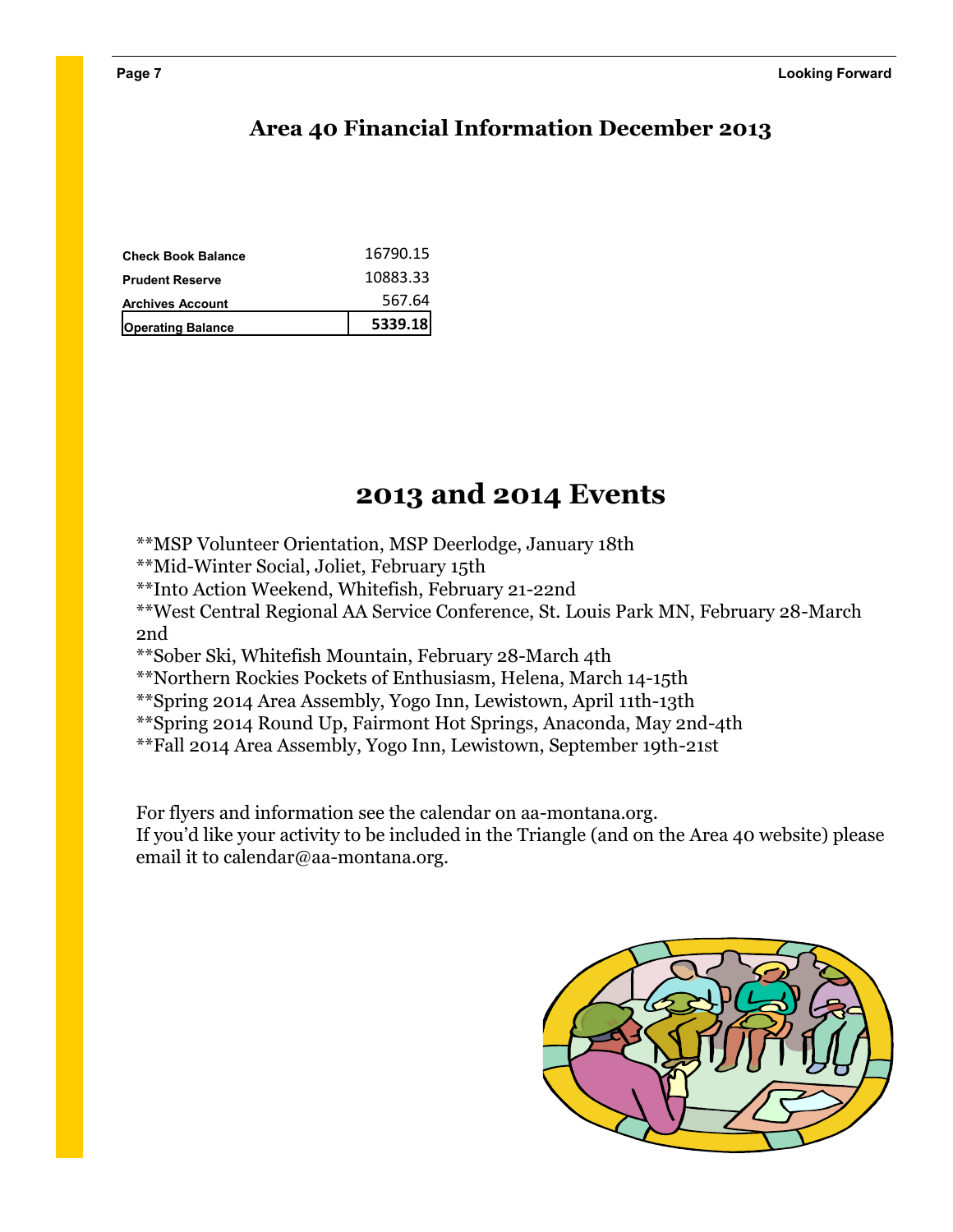## Area 40 Financial Information December 2013

| | |
|---|---|
| **Check Book Balance** | 16790.15 |
| **Prudent Reserve** | 10883.33 |
| **Archives Account** | 567.64 |
| **Operating Balance** | **5339.18** |

# 2013 and 2014 Events

**MSP Volunteer Orientation, MSP Deerlodge, January 18th
**Mid-Winter Social, Joliet, February 15th
**Into Action Weekend, Whitefish, February 21-22nd
**West Central Regional AA Service Conference, St. Louis Park MN, February 28-March 2nd
**Sober Ski, Whitefish Mountain, February 28-March 4th
**Northern Rockies Pockets of Enthusiasm, Helena, March 14-15th
**Spring 2014 Area Assembly, Yogo Inn, Lewistown, April 11th-13th
**Spring 2014 Round Up, Fairmont Hot Springs, Anaconda, May 2nd-4th
**Fall 2014 Area Assembly, Yogo Inn, Lewistown, September 19th-21st

For flyers and information see the calendar on aa-montana.org.
If you'd like your activity to be included in the Triangle (and on the Area 40 website) please email it to calendar@aa-montana.org.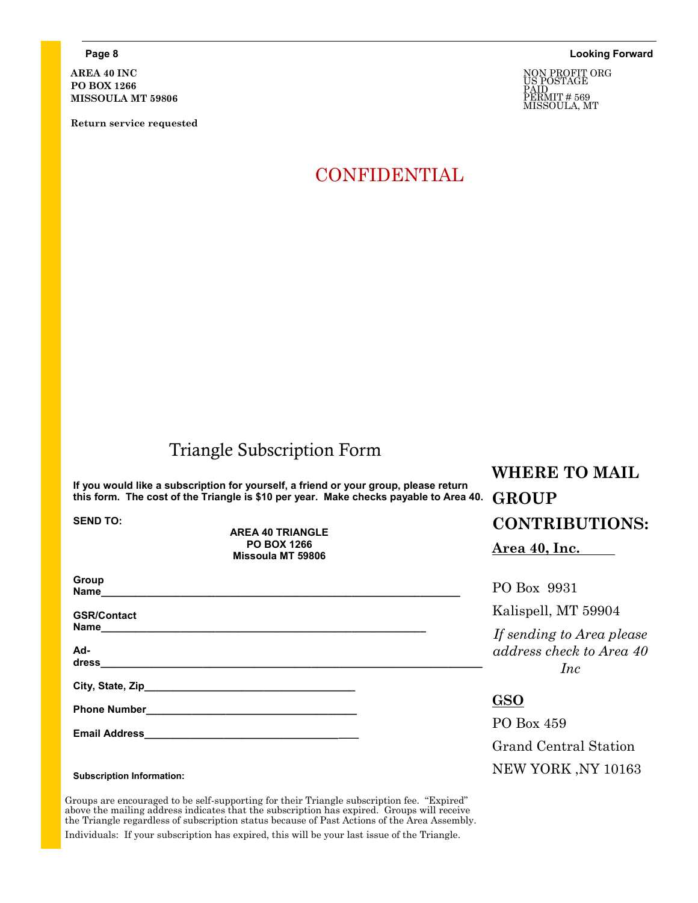**AREA 40 INC**
**PO BOX 1266**
**MISSOULA MT 59806**

**Return service requested**

NON PROFIT ORG
US POSTAGE
PAID
PERMIT # 569
MISSOULA, MT

CONFIDENTIAL

# Triangle Subscription Form

**If you would like a subscription for yourself, a friend or your group, please return this form. The cost of the Triangle is $10 per year. Make checks payable to Area 40.**

**SEND TO:**

**AREA 40 TRIANGLE**
**PO BOX 1266**
**Missoula MT 59806**

**Group Name**_______________________________________________

**GSR/Contact Name**_______________________________________________

**Address**_______________________________________________

**City, State, Zip**_______________________________

**Phone Number**_______________________________

**Email Address**_______________________________

**Subscription Information:**

Groups are encouraged to be self-supporting for their Triangle subscription fee. "Expired" above the mailing address indicates that the subscription has expired. Groups will receive the Triangle regardless of subscription status because of Past Actions of the Area Assembly.

Individuals: If your subscription has expired, this will be your last issue of the Triangle.

## WHERE TO MAIL GROUP CONTRIBUTIONS:

**Area 40, Inc.**

PO Box 9931

Kalispell, MT 59904

*If sending to Area please address check to Area 40 Inc*

**GSO**

PO Box 459

Grand Central Station

NEW YORK ,NY 10163